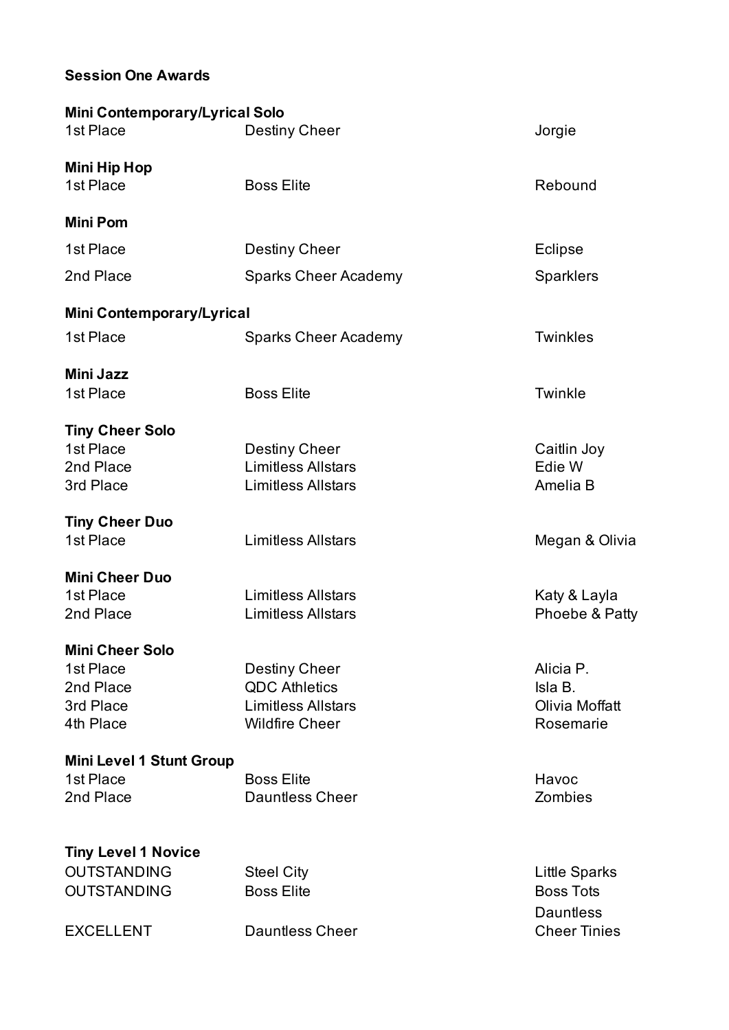**Session One Awards**

**Mini Contemporary/Lyrical Solo**

| | | |
|---|---|---|
| 1st Place | Destiny Cheer | Jorgie |

**Mini Hip Hop**

| | | |
|---|---|---|
| 1st Place | Boss Elite | Rebound |

**Mini Pom**

| | | |
|---|---|---|
| 1st Place | Destiny Cheer | Eclipse |
| 2nd Place | Sparks Cheer Academy | Sparklers |

**Mini Contemporary/Lyrical**

| | | |
|---|---|---|
| 1st Place | Sparks Cheer Academy | Twinkles |

**Mini Jazz**

| | | |
|---|---|---|
| 1st Place | Boss Elite | Twinkle |

**Tiny Cheer Solo**

| | | |
|---|---|---|
| 1st Place | Destiny Cheer | Caitlin Joy |
| 2nd Place | Limitless Allstars | Edie W |
| 3rd Place | Limitless Allstars | Amelia B |

**Tiny Cheer Duo**

| | | |
|---|---|---|
| 1st Place | Limitless Allstars | Megan & Olivia |

**Mini Cheer Duo**

| | | |
|---|---|---|
| 1st Place | Limitless Allstars | Katy & Layla |
| 2nd Place | Limitless Allstars | Phoebe & Patty |

**Mini Cheer Solo**

| | | |
|---|---|---|
| 1st Place | Destiny Cheer | Alicia P. |
| 2nd Place | QDC Athletics | Isla B. |
| 3rd Place | Limitless Allstars | Olivia Moffatt |
| 4th Place | Wildfire Cheer | Rosemarie |

**Mini Level 1 Stunt Group**

| | | |
|---|---|---|
| 1st Place | Boss Elite | Havoc |
| 2nd Place | Dauntless Cheer | Zombies |

**Tiny Level 1 Novice**

| | | |
|---|---|---|
| OUTSTANDING | Steel City | Little Sparks |
| OUTSTANDING | Boss Elite | Boss Tots |
| EXCELLENT | Dauntless Cheer | Dauntless Cheer Tinies |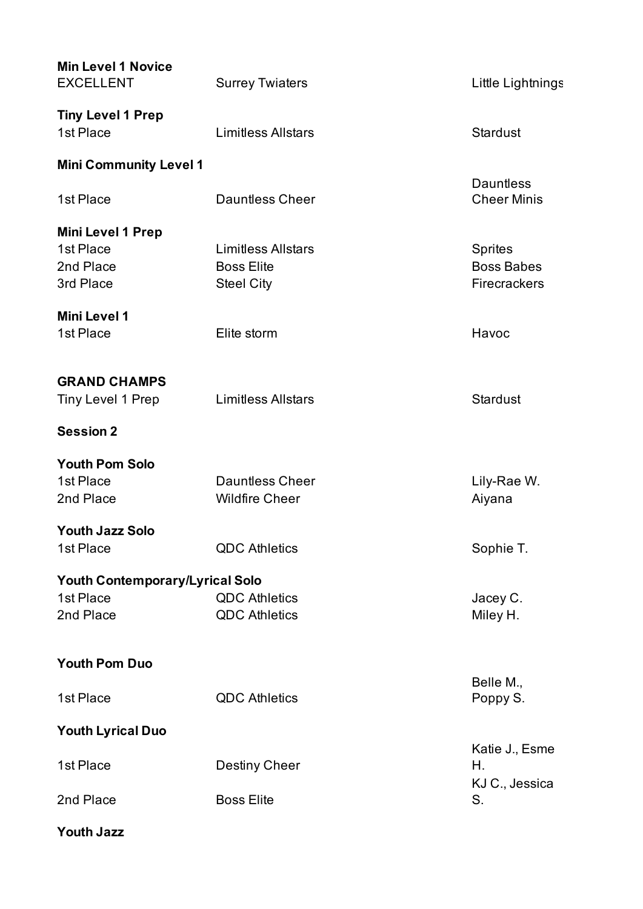**Min Level 1 Novice**

| | | |
|---|---|---|
| EXCELLENT | Surrey Twiaters | Little Lightnings |

**Tiny Level 1 Prep**

| | | |
|---|---|---|
| 1st Place | Limitless Allstars | Stardust |

**Mini Community Level 1**

| | | |
|---|---|---|
| 1st Place | Dauntless Cheer | Dauntless Cheer Minis |

**Mini Level 1 Prep**

| | | |
|---|---|---|
| 1st Place | Limitless Allstars | Sprites |
| 2nd Place | Boss Elite | Boss Babes |
| 3rd Place | Steel City | Firecrackers |

**Mini Level 1**

| | | |
|---|---|---|
| 1st Place | Elite storm | Havoc |

**GRAND CHAMPS**

| | | |
|---|---|---|
| Tiny Level 1 Prep | Limitless Allstars | Stardust |

**Session 2**

**Youth Pom Solo**

| | | |
|---|---|---|
| 1st Place | Dauntless Cheer | Lily-Rae W. |
| 2nd Place | Wildfire Cheer | Aiyana |

**Youth Jazz Solo**

| | | |
|---|---|---|
| 1st Place | QDC Athletics | Sophie T. |

**Youth Contemporary/Lyrical Solo**

| | | |
|---|---|---|
| 1st Place | QDC Athletics | Jacey C. |
| 2nd Place | QDC Athletics | Miley H. |

**Youth Pom Duo**

| | | |
|---|---|---|
| 1st Place | QDC Athletics | Belle M., Poppy S. |

**Youth Lyrical Duo**

| | | |
|---|---|---|
| 1st Place | Destiny Cheer | Katie J., Esme H. |
| 2nd Place | Boss Elite | KJ C., Jessica S. |

**Youth Jazz**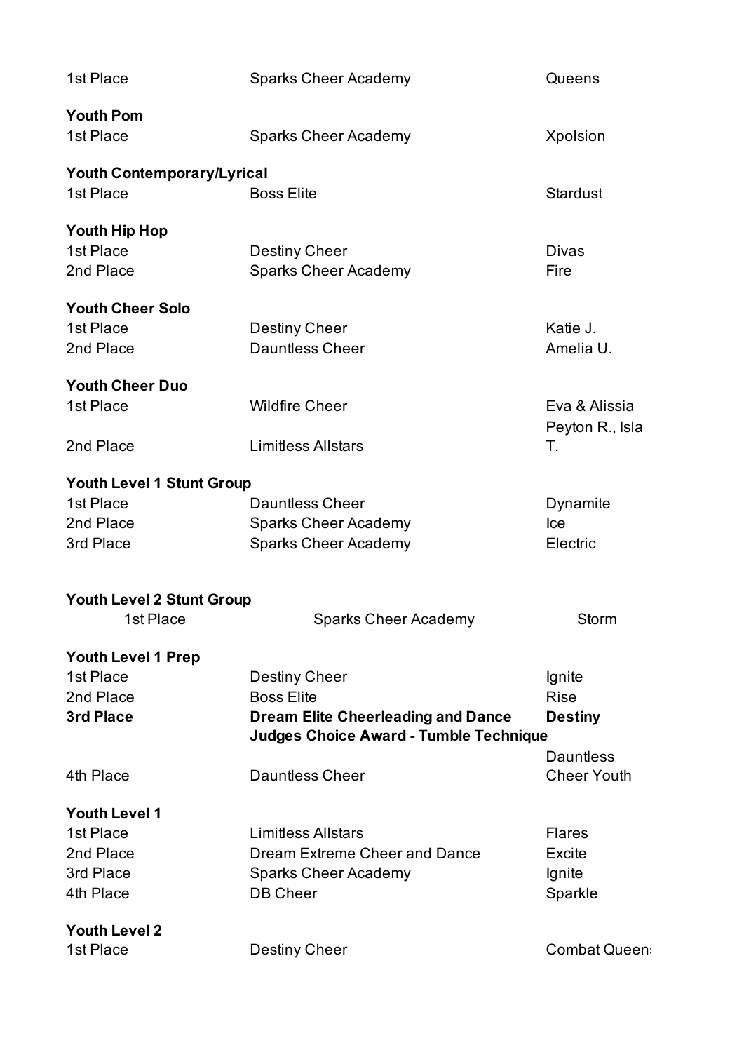1st Place | Sparks Cheer Academy | Queens

**Youth Pom**

| | | |
|---|---|---|
| 1st Place | Sparks Cheer Academy | Xpolsion |

**Youth Contemporary/Lyrical**

| | | |
|---|---|---|
| 1st Place | Boss Elite | Stardust |

**Youth Hip Hop**

| | | |
|---|---|---|
| 1st Place | Destiny Cheer | Divas |
| 2nd Place | Sparks Cheer Academy | Fire |

**Youth Cheer Solo**

| | | |
|---|---|---|
| 1st Place | Destiny Cheer | Katie J. |
| 2nd Place | Dauntless Cheer | Amelia U. |

**Youth Cheer Duo**

| | | |
|---|---|---|
| 1st Place | Wildfire Cheer | Eva & Alissia |
| 2nd Place | Limitless Allstars | Peyton R., Isla T. |

**Youth Level 1 Stunt Group**

| | | |
|---|---|---|
| 1st Place | Dauntless Cheer | Dynamite |
| 2nd Place | Sparks Cheer Academy | Ice |
| 3rd Place | Sparks Cheer Academy | Electric |

**Youth Level 2 Stunt Group**

| | | |
|---|---|---|
| 1st Place | Sparks Cheer Academy | Storm |

**Youth Level 1 Prep**

| | | |
|---|---|---|
| 1st Place | Destiny Cheer | Ignite |
| 2nd Place | Boss Elite | Rise |
| **3rd Place** | **Dream Elite Cheerleading and Dance** | **Destiny** |
| | **Judges Choice Award - Tumble Technique** | |
| 4th Place | Dauntless Cheer | Dauntless Cheer Youth |

**Youth Level 1**

| | | |
|---|---|---|
| 1st Place | Limitless Allstars | Flares |
| 2nd Place | Dream Extreme Cheer and Dance | Excite |
| 3rd Place | Sparks Cheer Academy | Ignite |
| 4th Place | DB Cheer | Sparkle |

**Youth Level 2**

| | | |
|---|---|---|
| 1st Place | Destiny Cheer | Combat Queens |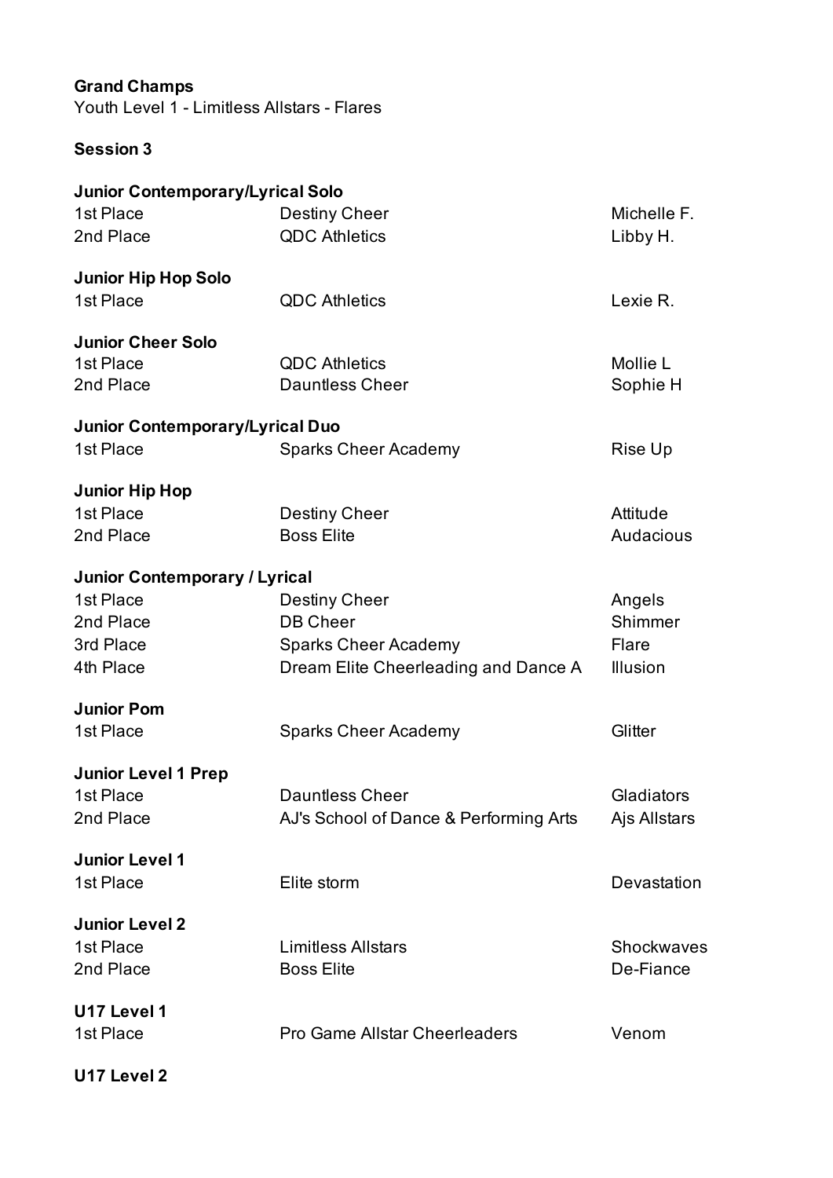**Grand Champs**

Youth Level 1 - Limitless Allstars - Flares

**Session 3**

**Junior Contemporary/Lyrical Solo**

| | | |
|---|---|---|
| 1st Place | Destiny Cheer | Michelle F. |
| 2nd Place | QDC Athletics | Libby H. |

**Junior Hip Hop Solo**

| | | |
|---|---|---|
| 1st Place | QDC Athletics | Lexie R. |

**Junior Cheer Solo**

| | | |
|---|---|---|
| 1st Place | QDC Athletics | Mollie L |
| 2nd Place | Dauntless Cheer | Sophie H |

**Junior Contemporary/Lyrical Duo**

| | | |
|---|---|---|
| 1st Place | Sparks Cheer Academy | Rise Up |

**Junior Hip Hop**

| | | |
|---|---|---|
| 1st Place | Destiny Cheer | Attitude |
| 2nd Place | Boss Elite | Audacious |

**Junior Contemporary / Lyrical**

| | | |
|---|---|---|
| 1st Place | Destiny Cheer | Angels |
| 2nd Place | DB Cheer | Shimmer |
| 3rd Place | Sparks Cheer Academy | Flare |
| 4th Place | Dream Elite Cheerleading and Dance A | Illusion |

**Junior Pom**

| | | |
|---|---|---|
| 1st Place | Sparks Cheer Academy | Glitter |

**Junior Level 1 Prep**

| | | |
|---|---|---|
| 1st Place | Dauntless Cheer | Gladiators |
| 2nd Place | AJ's School of Dance & Performing Arts | Ajs Allstars |

**Junior Level 1**

| | | |
|---|---|---|
| 1st Place | Elite storm | Devastation |

**Junior Level 2**

| | | |
|---|---|---|
| 1st Place | Limitless Allstars | Shockwaves |
| 2nd Place | Boss Elite | De-Fiance |

**U17 Level 1**

| | | |
|---|---|---|
| 1st Place | Pro Game Allstar Cheerleaders | Venom |

**U17 Level 2**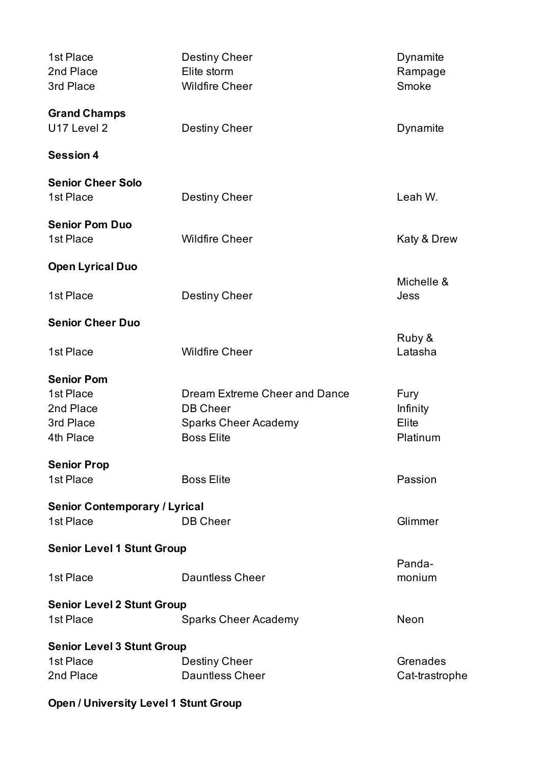| | | |
|---|---|---|
| 1st Place | Destiny Cheer | Dynamite |
| 2nd Place | Elite storm | Rampage |
| 3rd Place | Wildfire Cheer | Smoke |

**Grand Champs**

| | | |
|---|---|---|
| U17 Level 2 | Destiny Cheer | Dynamite |

**Session 4**

**Senior Cheer Solo**

| | | |
|---|---|---|
| 1st Place | Destiny Cheer | Leah W. |

**Senior Pom Duo**

| | | |
|---|---|---|
| 1st Place | Wildfire Cheer | Katy & Drew |

**Open Lyrical Duo**

| | | |
|---|---|---|
| 1st Place | Destiny Cheer | Michelle & Jess |

**Senior Cheer Duo**

| | | |
|---|---|---|
| 1st Place | Wildfire Cheer | Ruby & Latasha |

**Senior Pom**

| | | |
|---|---|---|
| 1st Place | Dream Extreme Cheer and Dance | Fury |
| 2nd Place | DB Cheer | Infinity |
| 3rd Place | Sparks Cheer Academy | Elite |
| 4th Place | Boss Elite | Platinum |

**Senior Prop**

| | | |
|---|---|---|
| 1st Place | Boss Elite | Passion |

**Senior Contemporary / Lyrical**

| | | |
|---|---|---|
| 1st Place | DB Cheer | Glimmer |

**Senior Level 1 Stunt Group**

| | | |
|---|---|---|
| 1st Place | Dauntless Cheer | Panda-monium |

**Senior Level 2 Stunt Group**

| | | |
|---|---|---|
| 1st Place | Sparks Cheer Academy | Neon |

**Senior Level 3 Stunt Group**

| | | |
|---|---|---|
| 1st Place | Destiny Cheer | Grenades |
| 2nd Place | Dauntless Cheer | Cat-trastrophe |

**Open / University Level 1 Stunt Group**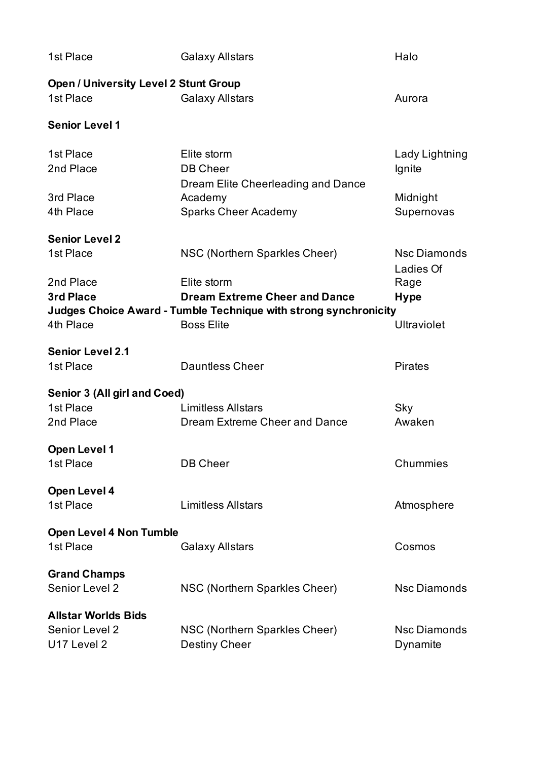| | | |
|---|---|---|
| 1st Place | Galaxy Allstars | Halo |

**Open / University Level 2 Stunt Group**

| | | |
|---|---|---|
| 1st Place | Galaxy Allstars | Aurora |

**Senior Level 1**

| | | |
|---|---|---|
| 1st Place | Elite storm | Lady Lightning |
| 2nd Place | DB Cheer | Ignite |
| 3rd Place | Dream Elite Cheerleading and Dance Academy | Midnight |
| 4th Place | Sparks Cheer Academy | Supernovas |

**Senior Level 2**

| | | |
|---|---|---|
| 1st Place | NSC (Northern Sparkles Cheer) | Nsc Diamonds |
| 2nd Place | Elite storm | Ladies Of Rage |
| **3rd Place** | **Dream Extreme Cheer and Dance** | **Hype** |
| **Judges Choice Award - Tumble Technique with strong synchronicity** | | |
| 4th Place | Boss Elite | Ultraviolet |

**Senior Level 2.1**

| | | |
|---|---|---|
| 1st Place | Dauntless Cheer | Pirates |

**Senior 3 (All girl and Coed)**

| | | |
|---|---|---|
| 1st Place | Limitless Allstars | Sky |
| 2nd Place | Dream Extreme Cheer and Dance | Awaken |

**Open Level 1**

| | | |
|---|---|---|
| 1st Place | DB Cheer | Chummies |

**Open Level 4**

| | | |
|---|---|---|
| 1st Place | Limitless Allstars | Atmosphere |

**Open Level 4 Non Tumble**

| | | |
|---|---|---|
| 1st Place | Galaxy Allstars | Cosmos |

**Grand Champs**

| | | |
|---|---|---|
| Senior Level 2 | NSC (Northern Sparkles Cheer) | Nsc Diamonds |

**Allstar Worlds Bids**

| | | |
|---|---|---|
| Senior Level 2 | NSC (Northern Sparkles Cheer) | Nsc Diamonds |
| U17 Level 2 | Destiny Cheer | Dynamite |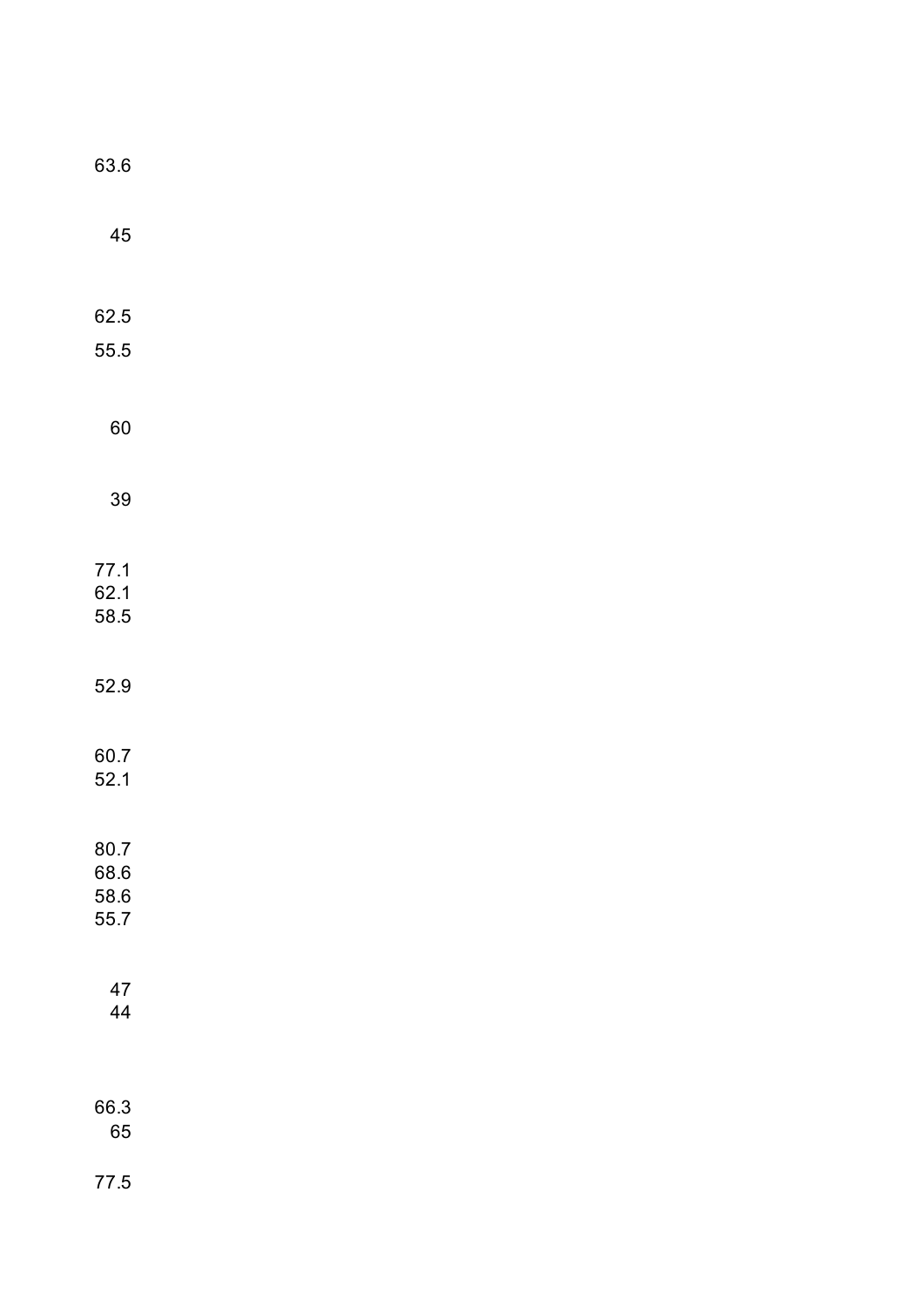63.6

45

62.5

55.5

60

39

77.1
62.1
58.5

52.9

60.7
52.1

80.7
68.6
58.6
55.7

47
44

66.3
65

77.5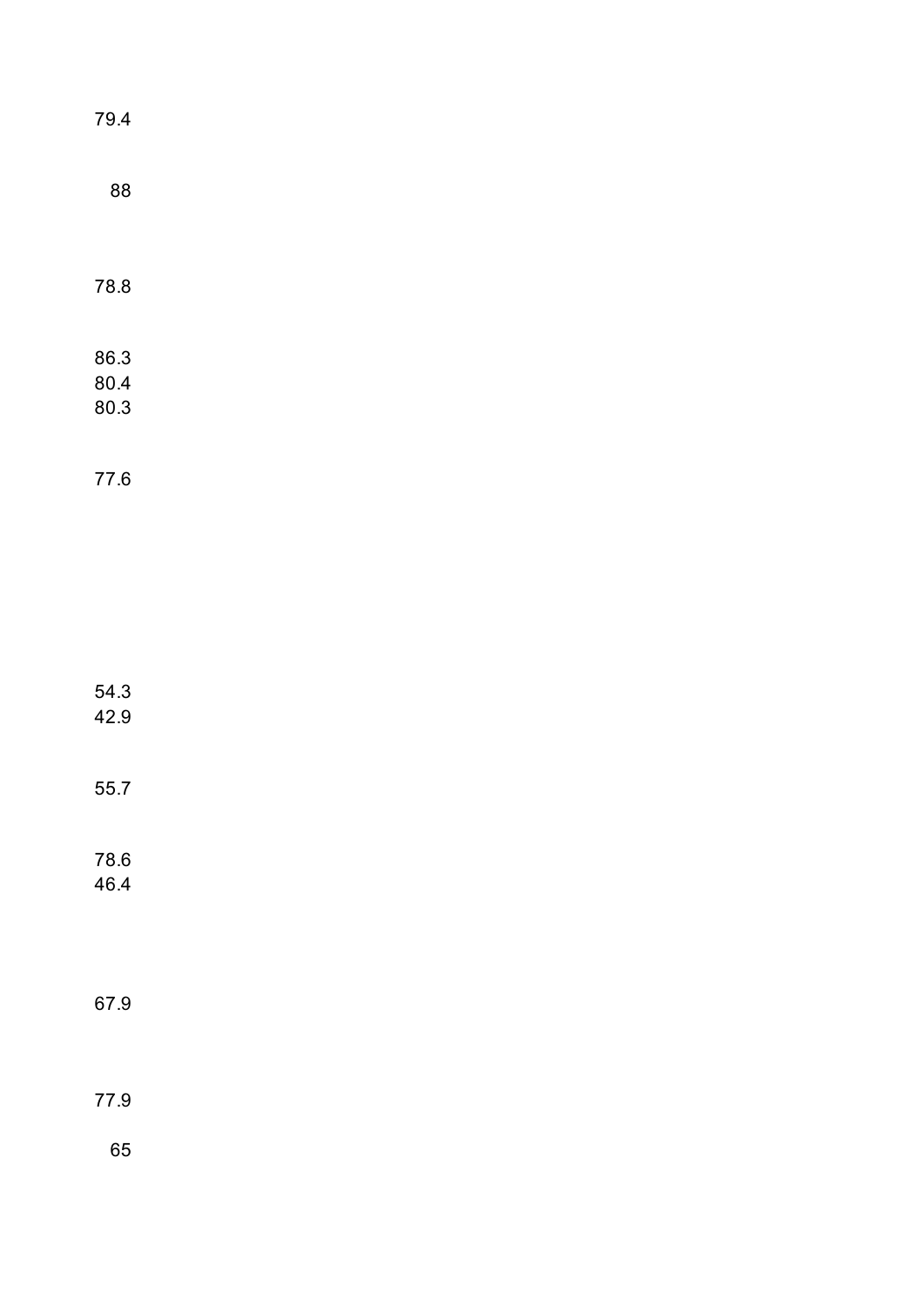79.4

88

78.8

86.3
80.4
80.3

77.6

54.3
42.9

55.7

78.6
46.4

67.9

77.9

65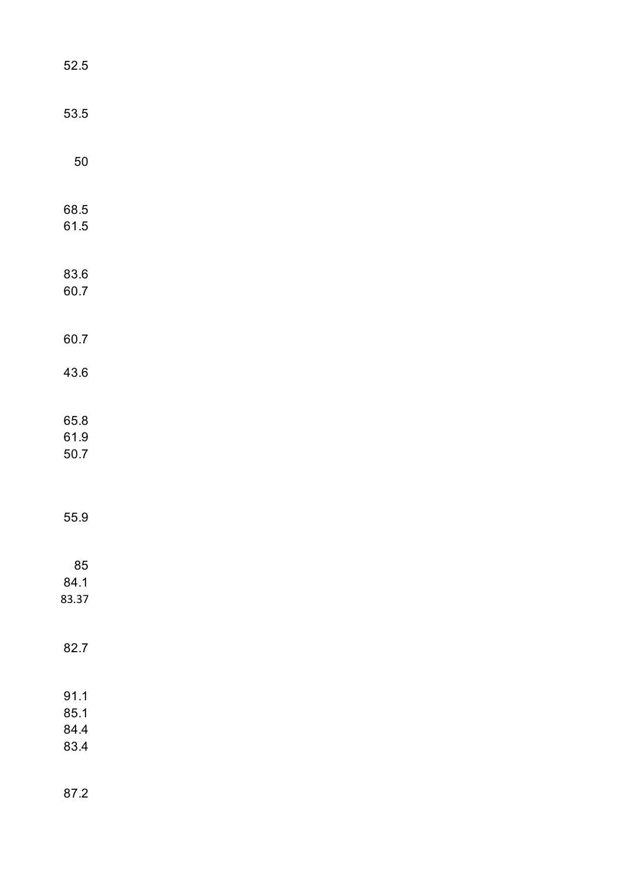52.5

53.5

50

68.5
61.5

83.6
60.7

60.7

43.6

65.8
61.9
50.7

55.9

85
84.1
83.37

82.7

91.1
85.1
84.4
83.4

87.2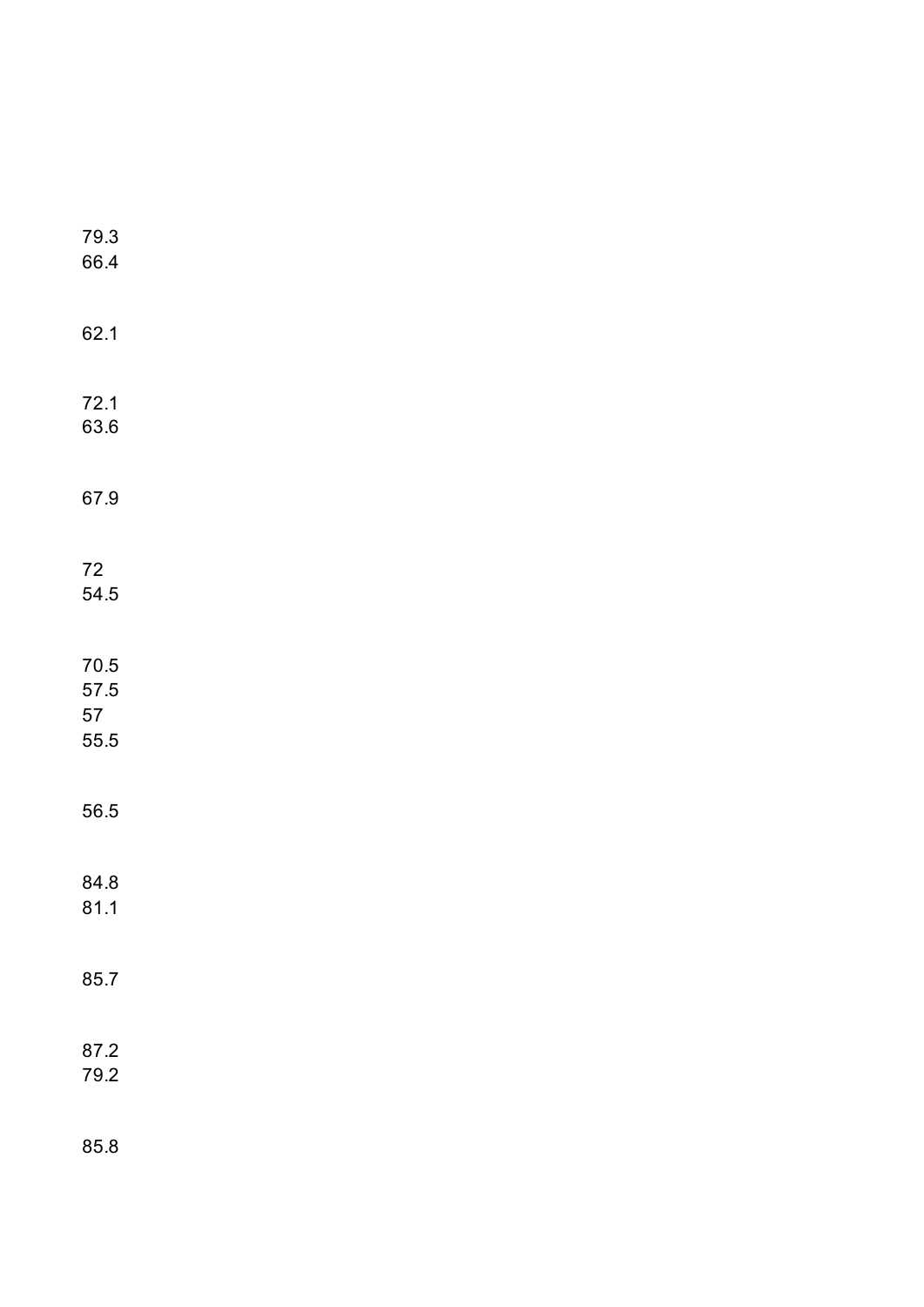79.3
66.4

62.1

72.1
63.6

67.9

72
54.5

70.5
57.5
57
55.5

56.5

84.8
81.1

85.7

87.2
79.2

85.8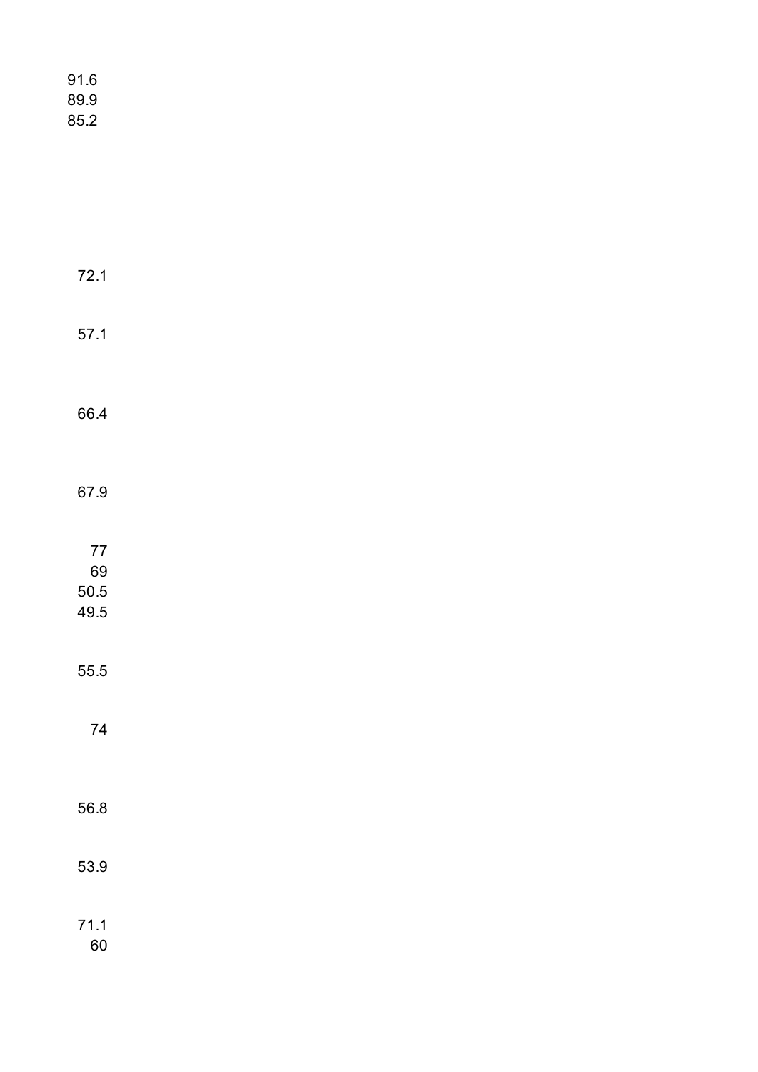91.6
89.9
85.2

72.1

57.1

66.4

67.9

77
69
50.5
49.5

55.5

74

56.8

53.9

71.1
60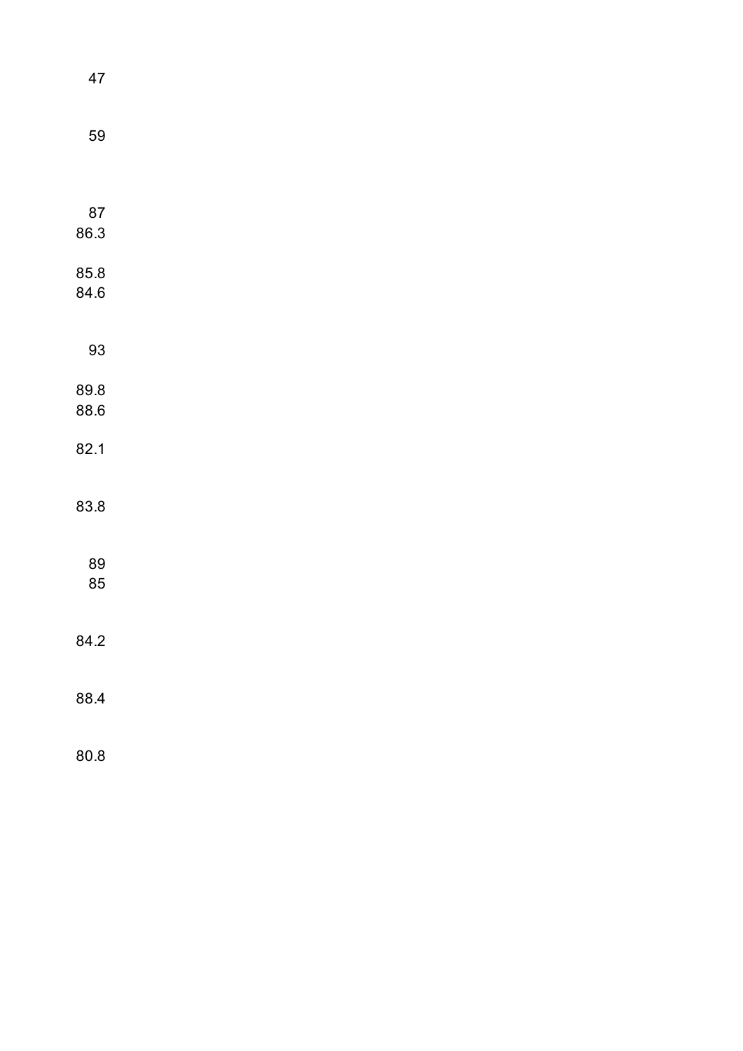47

59

87
86.3

85.8
84.6

93

89.8
88.6

82.1

83.8

89
85

84.2

88.4

80.8